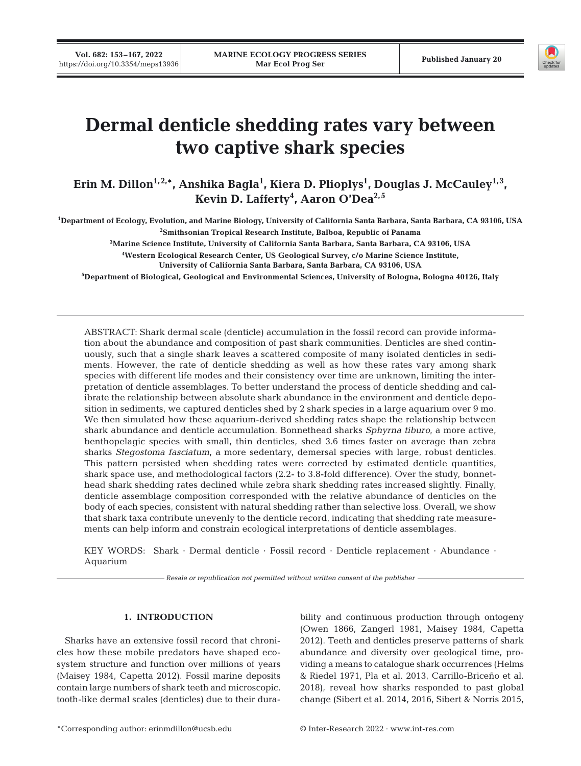# Dermal denticle shedding rates vary between two captive shark species

**Erin M. Dillon[1,2,*], Anshika Bagla[1], Kiera D. Plioplys[1], Douglas J. McCauley[1,3], Kevin D. Lafferty[4], Aaron O'Dea[2,5]**

[1]Department of Ecology, Evolution, and Marine Biology, University of California Santa Barbara, Santa Barbara, CA 93106, USA
[2]Smithsonian Tropical Research Institute, Balboa, Republic of Panama
[3]Marine Science Institute, University of California Santa Barbara, Santa Barbara, CA 93106, USA
[4]Western Ecological Research Center, US Geological Survey, c/o Marine Science Institute, University of California Santa Barbara, Santa Barbara, CA 93106, USA
[5]Department of Biological, Geological and Environmental Sciences, University of Bologna, Bologna 40126, Italy

ABSTRACT: Shark dermal scale (denticle) accumulation in the fossil record can provide information about the abundance and composition of past shark communities. Denticles are shed continuously, such that a single shark leaves a scattered composite of many isolated denticles in sediments. However, the rate of denticle shedding as well as how these rates vary among shark species with different life modes and their consistency over time are unknown, limiting the interpretation of denticle assemblages. To better understand the process of denticle shedding and calibrate the relationship between absolute shark abundance in the environment and denticle deposition in sediments, we captured denticles shed by 2 shark species in a large aquarium over 9 mo. We then simulated how these aquarium-derived shedding rates shape the relationship between shark abundance and denticle accumulation. Bonnethead sharks *Sphyrna tiburo*, a more active, benthopelagic species with small, thin denticles, shed 3.6 times faster on average than zebra sharks *Stegostoma fasciatum*, a more sedentary, demersal species with large, robust denticles. This pattern persisted when shedding rates were corrected by estimated denticle quantities, shark space use, and methodological factors (2.2- to 3.8-fold difference). Over the study, bonnethead shark shedding rates declined while zebra shark shedding rates increased slightly. Finally, denticle assemblage composition corresponded with the relative abundance of denticles on the body of each species, consistent with natural shedding rather than selective loss. Overall, we show that shark taxa contribute unevenly to the denticle record, indicating that shedding rate measurements can help inform and constrain ecological interpretations of denticle assemblages.

KEY WORDS: Shark · Dermal denticle · Fossil record · Denticle replacement · Abundance · Aquarium

*Resale or republication not permitted without written consent of the publisher*

## 1. INTRODUCTION

Sharks have an extensive fossil record that chronicles how these mobile predators have shaped ecosystem structure and function over millions of years (Maisey 1984, Capetta 2012). Fossil marine deposits contain large numbers of shark teeth and microscopic, tooth-like dermal scales (denticles) due to their durability and continuous production through ontogeny (Owen 1866, Zangerl 1981, Maisey 1984, Capetta 2012). Teeth and denticles preserve patterns of shark abundance and diversity over geological time, providing a means to catalogue shark occurrences (Helms & Riedel 1971, Pla et al. 2013, Carrillo-Briceño et al. 2018), reveal how sharks responded to past global change (Sibert et al. 2014, 2016, Sibert & Norris 2015,

*Corresponding author: erinmdillon@ucsb.edu

© Inter-Research 2022 · www.int-res.com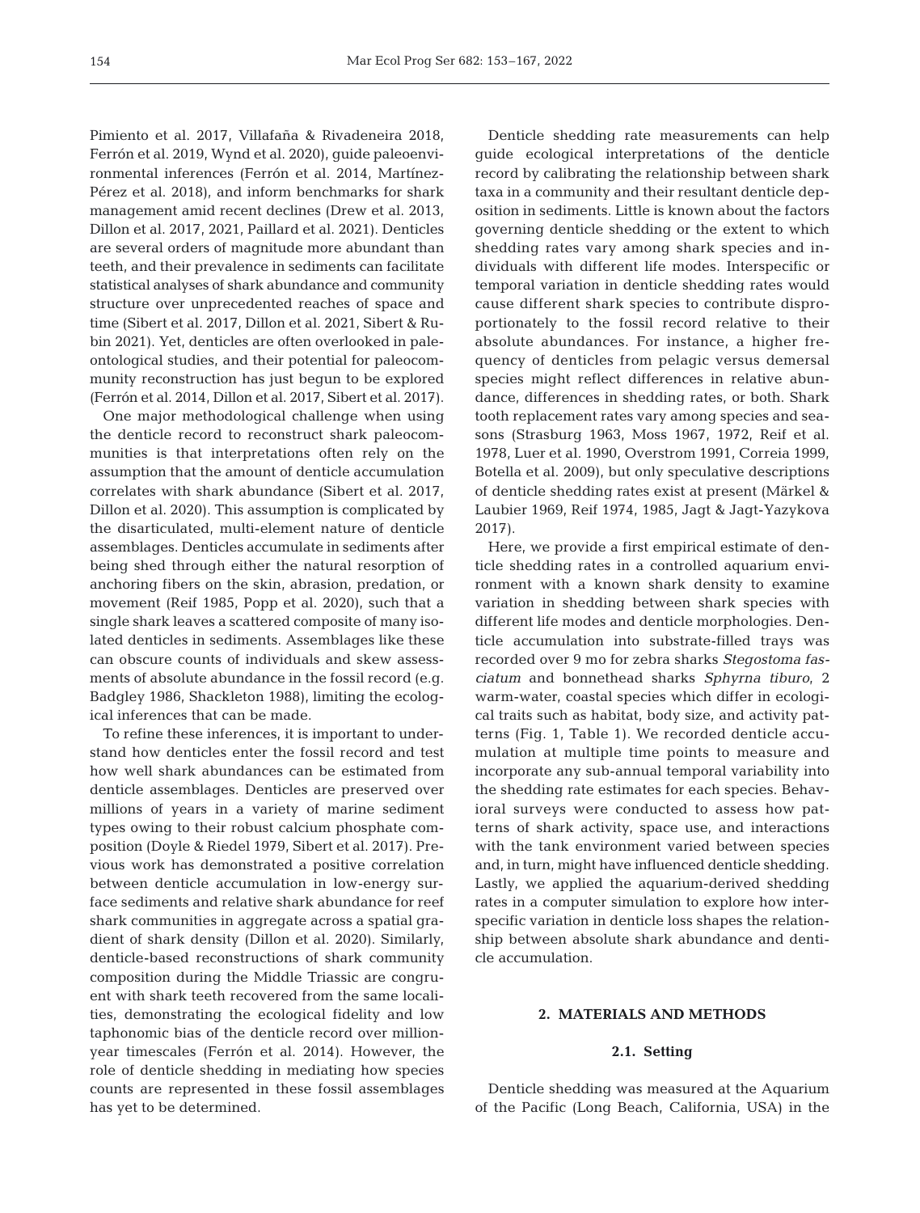Pimiento et al. 2017, Villafaña & Rivadeneira 2018, Ferrón et al. 2019, Wynd et al. 2020), guide paleoenvironmental inferences (Ferrón et al. 2014, Martínez-Pérez et al. 2018), and inform benchmarks for shark management amid recent declines (Drew et al. 2013, Dillon et al. 2017, 2021, Paillard et al. 2021). Denticles are several orders of magnitude more abundant than teeth, and their prevalence in sediments can facilitate statistical analyses of shark abundance and community structure over unprecedented reaches of space and time (Sibert et al. 2017, Dillon et al. 2021, Sibert & Rubin 2021). Yet, denticles are often overlooked in paleontological studies, and their potential for paleocommunity reconstruction has just begun to be explored (Ferrón et al. 2014, Dillon et al. 2017, Sibert et al. 2017).

One major methodological challenge when using the denticle record to reconstruct shark paleocommunities is that interpretations often rely on the assumption that the amount of denticle accumulation correlates with shark abundance (Sibert et al. 2017, Dillon et al. 2020). This assumption is complicated by the disarticulated, multi-element nature of denticle assemblages. Denticles accumulate in sediments after being shed through either the natural resorption of anchoring fibers on the skin, abrasion, predation, or movement (Reif 1985, Popp et al. 2020), such that a single shark leaves a scattered composite of many isolated denticles in sediments. Assemblages like these can obscure counts of individuals and skew assessments of absolute abundance in the fossil record (e.g. Badgley 1986, Shackleton 1988), limiting the ecological inferences that can be made.

To refine these inferences, it is important to understand how denticles enter the fossil record and test how well shark abundances can be estimated from denticle assemblages. Denticles are preserved over millions of years in a variety of marine sediment types owing to their robust calcium phosphate composition (Doyle & Riedel 1979, Sibert et al. 2017). Previous work has demonstrated a positive correlation between denticle accumulation in low-energy surface sediments and relative shark abundance for reef shark communities in aggregate across a spatial gradient of shark density (Dillon et al. 2020). Similarly, denticle-based reconstructions of shark community composition during the Middle Triassic are congruent with shark teeth recovered from the same localities, demonstrating the ecological fidelity and low taphonomic bias of the denticle record over million-year timescales (Ferrón et al. 2014). However, the role of denticle shedding in mediating how species counts are represented in these fossil assemblages has yet to be determined.

Denticle shedding rate measurements can help guide ecological interpretations of the denticle record by calibrating the relationship between shark taxa in a community and their resultant denticle deposition in sediments. Little is known about the factors governing denticle shedding or the extent to which shedding rates vary among shark species and individuals with different life modes. Interspecific or temporal variation in denticle shedding rates would cause different shark species to contribute disproportionately to the fossil record relative to their absolute abundances. For instance, a higher frequency of denticles from pelagic versus demersal species might reflect differences in relative abundance, differences in shedding rates, or both. Shark tooth replacement rates vary among species and seasons (Strasburg 1963, Moss 1967, 1972, Reif et al. 1978, Luer et al. 1990, Overstrom 1991, Correia 1999, Botella et al. 2009), but only speculative descriptions of denticle shedding rates exist at present (Märkel & Laubier 1969, Reif 1974, 1985, Jagt & Jagt-Yazykova 2017).

Here, we provide a first empirical estimate of denticle shedding rates in a controlled aquarium environment with a known shark density to examine variation in shedding between shark species with different life modes and denticle morphologies. Denticle accumulation into substrate-filled trays was recorded over 9 mo for zebra sharks *Stegostoma fasciatum* and bonnethead sharks *Sphyrna tiburo*, 2 warm-water, coastal species which differ in ecological traits such as habitat, body size, and activity patterns (Fig. 1, Table 1). We recorded denticle accumulation at multiple time points to measure and incorporate any sub-annual temporal variability into the shedding rate estimates for each species. Behavioral surveys were conducted to assess how patterns of shark activity, space use, and interactions with the tank environment varied between species and, in turn, might have influenced denticle shedding. Lastly, we applied the aquarium-derived shedding rates in a computer simulation to explore how interspecific variation in denticle loss shapes the relationship between absolute shark abundance and denticle accumulation.

## 2. MATERIALS AND METHODS

### 2.1. Setting

Denticle shedding was measured at the Aquarium of the Pacific (Long Beach, California, USA) in the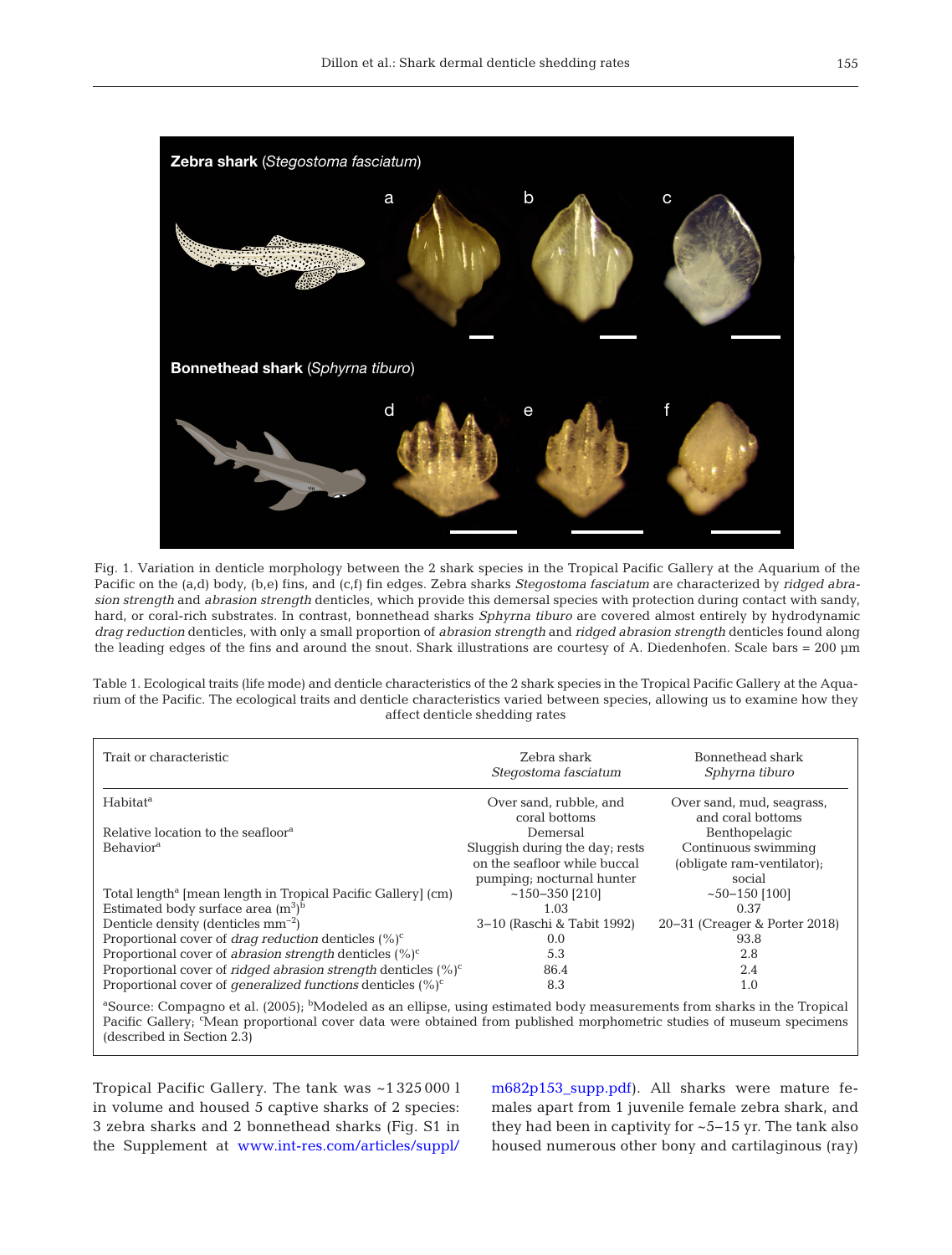Fig. 1. Variation in denticle morphology between the 2 shark species in the Tropical Pacific Gallery at the Aquarium of the Pacific on the (a,d) body, (b,e) fins, and (c,f) fin edges. Zebra sharks *Stegostoma fasciatum* are characterized by *ridged abrasion strength* and *abrasion strength* denticles, which provide this demersal species with protection during contact with sandy, hard, or coral-rich substrates. In contrast, bonnethead sharks *Sphyrna tiburo* are covered almost entirely by hydrodynamic *drag reduction* denticles, with only a small proportion of *abrasion strength* and *ridged abrasion strength* denticles found along the leading edges of the fins and around the snout. Shark illustrations are courtesy of A. Diedenhofen. Scale bars = 200 µm

Table 1. Ecological traits (life mode) and denticle characteristics of the 2 shark species in the Tropical Pacific Gallery at the Aquarium of the Pacific. The ecological traits and denticle characteristics varied between species, allowing us to examine how they affect denticle shedding rates

| Trait or characteristic | Zebra shark *Stegostoma fasciatum* | Bonnethead shark *Sphyrna tiburo* |
|---|---|---|
| Habitat[a] | Over sand, rubble, and coral bottoms | Over sand, mud, seagrass, and coral bottoms |
| Relative location to the seafloor[a] | Demersal | Benthopelagic |
| Behavior[a] | Sluggish during the day; rests on the seafloor while buccal pumping; nocturnal hunter | Continuous swimming (obligate ram-ventilator); social |
| Total length[a] [mean length in Tropical Pacific Gallery] (cm) | ~150–350 [210] | ~50–150 [100] |
| Estimated body surface area ($m^3$)[b] | 1.03 | 0.37 |
| Denticle density (denticles $mm^{-2}$) | 3–10 (Raschi & Tabit 1992) | 20–31 (Creager & Porter 2018) |
| Proportional cover of *drag reduction* denticles (%)[c] | 0.0 | 93.8 |
| Proportional cover of *abrasion strength* denticles (%)[c] | 5.3 | 2.8 |
| Proportional cover of *ridged abrasion strength* denticles (%)[c] | 86.4 | 2.4 |
| Proportional cover of *generalized functions* denticles (%)[c] | 8.3 | 1.0 |

[a]Source: Compagno et al. (2005); [b]Modeled as an ellipse, using estimated body measurements from sharks in the Tropical Pacific Gallery; [c]Mean proportional cover data were obtained from published morphometric studies of museum specimens (described in Section 2.3)

Tropical Pacific Gallery. The tank was ~1 325 000 l in volume and housed 5 captive sharks of 2 species: 3 zebra sharks and 2 bonnethead sharks (Fig. S1 in the Supplement at www.int-res.com/articles/suppl/m682p153_supp.pdf). All sharks were mature females apart from 1 juvenile female zebra shark, and they had been in captivity for ~5–15 yr. The tank also housed numerous other bony and cartilaginous (ray)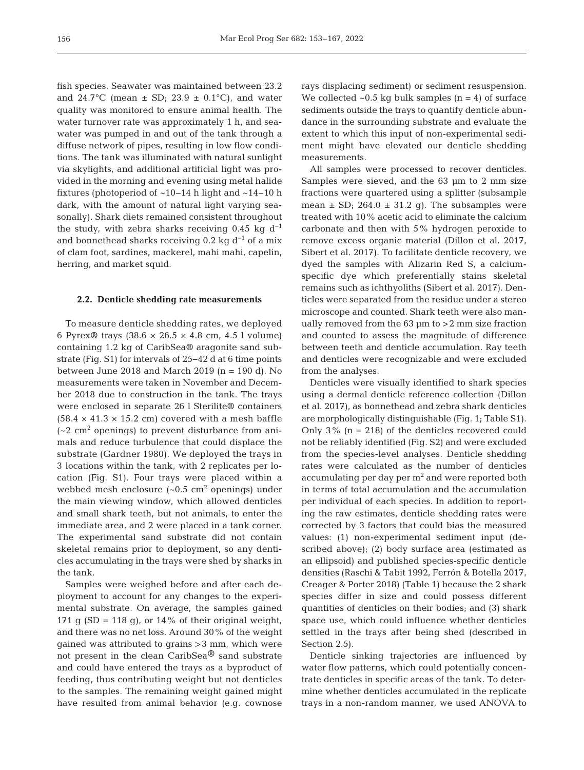fish species. Seawater was maintained between 23.2 and 24.7°C (mean ± SD; 23.9 ± 0.1°C), and water quality was monitored to ensure animal health. The water turnover rate was approximately 1 h, and seawater was pumped in and out of the tank through a diffuse network of pipes, resulting in low flow conditions. The tank was illuminated with natural sunlight via skylights, and additional artificial light was provided in the morning and evening using metal halide fixtures (photoperiod of ~10–14 h light and ~14–10 h dark, with the amount of natural light varying seasonally). Shark diets remained consistent throughout the study, with zebra sharks receiving 0.45 kg $d^{-1}$ and bonnethead sharks receiving 0.2 kg $d^{-1}$ of a mix of clam foot, sardines, mackerel, mahi mahi, capelin, herring, and market squid.

### 2.2. Denticle shedding rate measurements

To measure denticle shedding rates, we deployed 6 Pyrex® trays (38.6 × 26.5 × 4.8 cm, 4.5 l volume) containing 1.2 kg of CaribSea® aragonite sand substrate (Fig. S1) for intervals of 25–42 d at 6 time points between June 2018 and March 2019 (n = 190 d). No measurements were taken in November and December 2018 due to construction in the tank. The trays were enclosed in separate 26 l Sterilite® containers (58.4 × 41.3 × 15.2 cm) covered with a mesh baffle (~2 $cm^2$ openings) to prevent disturbance from animals and reduce turbulence that could displace the substrate (Gardner 1980). We deployed the trays in 3 locations within the tank, with 2 replicates per location (Fig. S1). Four trays were placed within a webbed mesh enclosure (~0.5 $cm^2$ openings) under the main viewing window, which allowed denticles and small shark teeth, but not animals, to enter the immediate area, and 2 were placed in a tank corner. The experimental sand substrate did not contain skeletal remains prior to deployment, so any denticles accumulating in the trays were shed by sharks in the tank.

Samples were weighed before and after each deployment to account for any changes to the experimental substrate. On average, the samples gained 171 g (SD = 118 g), or 14% of their original weight, and there was no net loss. Around 30% of the weight gained was attributed to grains >3 mm, which were not present in the clean CaribSea® sand substrate and could have entered the trays as a byproduct of feeding, thus contributing weight but not denticles to the samples. The remaining weight gained might have resulted from animal behavior (e.g. cownose rays displacing sediment) or sediment resuspension. We collected ~0.5 kg bulk samples (n = 4) of surface sediments outside the trays to quantify denticle abundance in the surrounding substrate and evaluate the extent to which this input of non-experimental sediment might have elevated our denticle shedding measurements.

All samples were processed to recover denticles. Samples were sieved, and the 63 µm to 2 mm size fractions were quartered using a splitter (subsample mean ± SD; 264.0 ± 31.2 g). The subsamples were treated with 10% acetic acid to eliminate the calcium carbonate and then with 5% hydrogen peroxide to remove excess organic material (Dillon et al. 2017, Sibert et al. 2017). To facilitate denticle recovery, we dyed the samples with Alizarin Red S, a calcium-specific dye which preferentially stains skeletal remains such as ichthyoliths (Sibert et al. 2017). Denticles were separated from the residue under a stereo microscope and counted. Shark teeth were also manually removed from the 63 µm to >2 mm size fraction and counted to assess the magnitude of difference between teeth and denticle accumulation. Ray teeth and denticles were recognizable and were excluded from the analyses.

Denticles were visually identified to shark species using a dermal denticle reference collection (Dillon et al. 2017), as bonnethead and zebra shark denticles are morphologically distinguishable (Fig. 1; Table S1). Only 3% (n = 218) of the denticles recovered could not be reliably identified (Fig. S2) and were excluded from the species-level analyses. Denticle shedding rates were calculated as the number of denticles accumulating per day per $m^2$ and were reported both in terms of total accumulation and the accumulation per individual of each species. In addition to reporting the raw estimates, denticle shedding rates were corrected by 3 factors that could bias the measured values: (1) non-experimental sediment input (described above); (2) body surface area (estimated as an ellipsoid) and published species-specific denticle densities (Raschi & Tabit 1992, Ferrón & Botella 2017, Creager & Porter 2018) (Table 1) because the 2 shark species differ in size and could possess different quantities of denticles on their bodies; and (3) shark space use, which could influence whether denticles settled in the trays after being shed (described in Section 2.5).

Denticle sinking trajectories are influenced by water flow patterns, which could potentially concentrate denticles in specific areas of the tank. To determine whether denticles accumulated in the replicate trays in a non-random manner, we used ANOVA to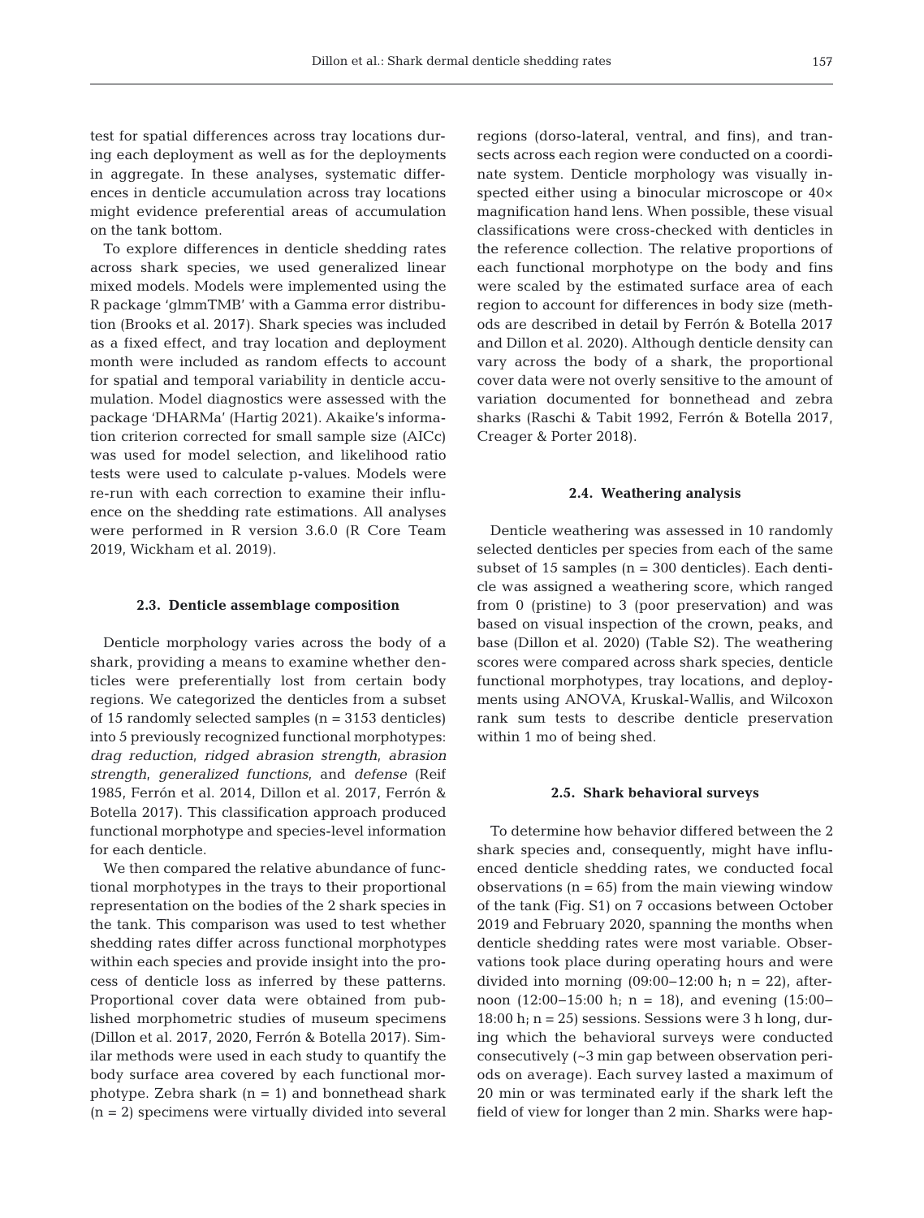test for spatial differences across tray locations during each deployment as well as for the deployments in aggregate. In these analyses, systematic differences in denticle accumulation across tray locations might evidence preferential areas of accumulation on the tank bottom.

To explore differences in denticle shedding rates across shark species, we used generalized linear mixed models. Models were implemented using the R package 'glmmTMB' with a Gamma error distribution (Brooks et al. 2017). Shark species was included as a fixed effect, and tray location and deployment month were included as random effects to account for spatial and temporal variability in denticle accumulation. Model diagnostics were assessed with the package 'DHARMa' (Hartig 2021). Akaike's information criterion corrected for small sample size (AICc) was used for model selection, and likelihood ratio tests were used to calculate p-values. Models were re-run with each correction to examine their influence on the shedding rate estimations. All analyses were performed in R version 3.6.0 (R Core Team 2019, Wickham et al. 2019).

### 2.3. Denticle assemblage composition

Denticle morphology varies across the body of a shark, providing a means to examine whether denticles were preferentially lost from certain body regions. We categorized the denticles from a subset of 15 randomly selected samples (n = 3153 denticles) into 5 previously recognized functional morphotypes: *drag reduction*, *ridged abrasion strength*, *abrasion strength*, *generalized functions*, and *defense* (Reif 1985, Ferrón et al. 2014, Dillon et al. 2017, Ferrón & Botella 2017). This classification approach produced functional morphotype and species-level information for each denticle.

We then compared the relative abundance of functional morphotypes in the trays to their proportional representation on the bodies of the 2 shark species in the tank. This comparison was used to test whether shedding rates differ across functional morphotypes within each species and provide insight into the process of denticle loss as inferred by these patterns. Proportional cover data were obtained from published morphometric studies of museum specimens (Dillon et al. 2017, 2020, Ferrón & Botella 2017). Similar methods were used in each study to quantify the body surface area covered by each functional morphotype. Zebra shark (n = 1) and bonnethead shark (n = 2) specimens were virtually divided into several regions (dorso-lateral, ventral, and fins), and transects across each region were conducted on a coordinate system. Denticle morphology was visually inspected either using a binocular microscope or 40× magnification hand lens. When possible, these visual classifications were cross-checked with denticles in the reference collection. The relative proportions of each functional morphotype on the body and fins were scaled by the estimated surface area of each region to account for differences in body size (methods are described in detail by Ferrón & Botella 2017 and Dillon et al. 2020). Although denticle density can vary across the body of a shark, the proportional cover data were not overly sensitive to the amount of variation documented for bonnethead and zebra sharks (Raschi & Tabit 1992, Ferrón & Botella 2017, Creager & Porter 2018).

### 2.4. Weathering analysis

Denticle weathering was assessed in 10 randomly selected denticles per species from each of the same subset of 15 samples (n = 300 denticles). Each denticle was assigned a weathering score, which ranged from 0 (pristine) to 3 (poor preservation) and was based on visual inspection of the crown, peaks, and base (Dillon et al. 2020) (Table S2). The weathering scores were compared across shark species, denticle functional morphotypes, tray locations, and deployments using ANOVA, Kruskal-Wallis, and Wilcoxon rank sum tests to describe denticle preservation within 1 mo of being shed.

### 2.5. Shark behavioral surveys

To determine how behavior differed between the 2 shark species and, consequently, might have influenced denticle shedding rates, we conducted focal observations (n = 65) from the main viewing window of the tank (Fig. S1) on 7 occasions between October 2019 and February 2020, spanning the months when denticle shedding rates were most variable. Observations took place during operating hours and were divided into morning (09:00–12:00 h; n = 22), afternoon (12:00–15:00 h; n = 18), and evening (15:00–18:00 h; n = 25) sessions. Sessions were 3 h long, during which the behavioral surveys were conducted consecutively (~3 min gap between observation periods on average). Each survey lasted a maximum of 20 min or was terminated early if the shark left the field of view for longer than 2 min. Sharks were hap-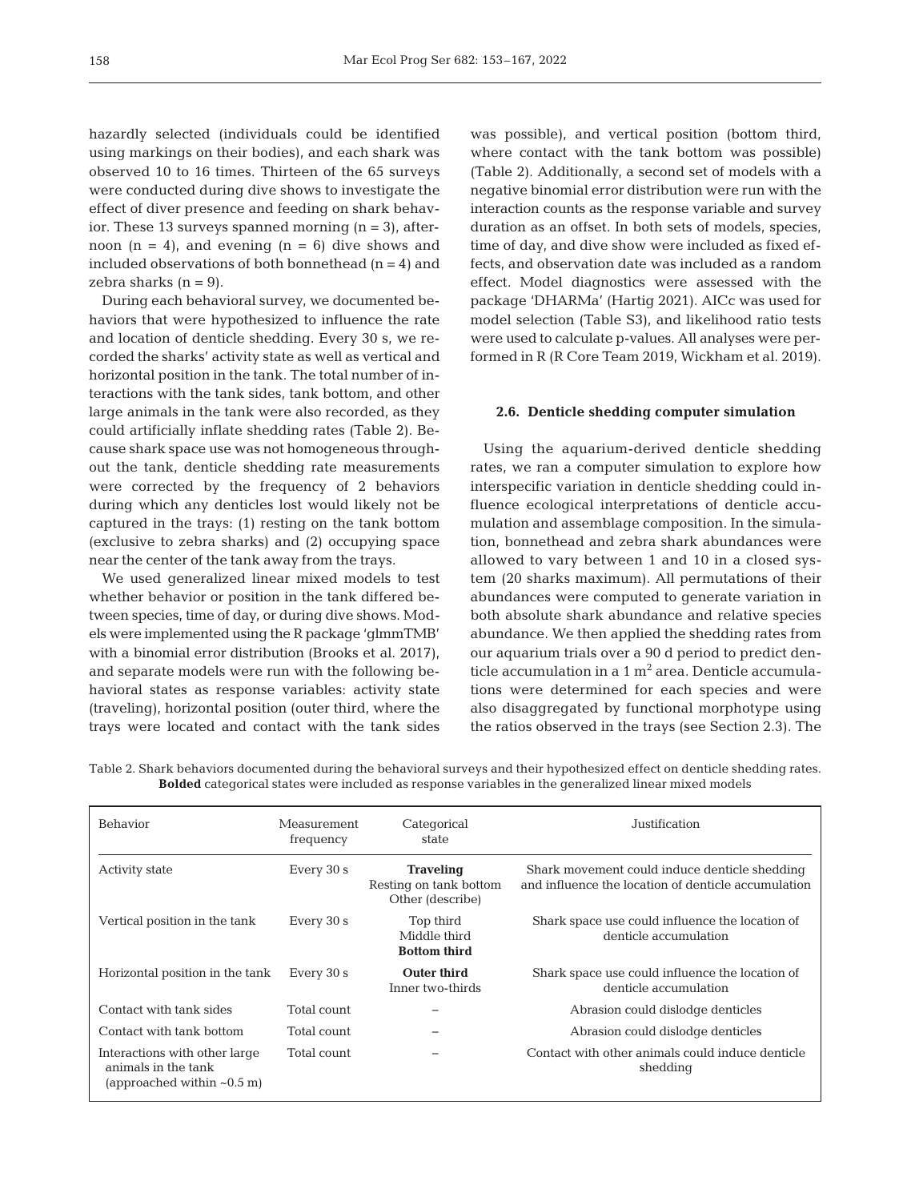hazardly selected (individuals could be identified using markings on their bodies), and each shark was observed 10 to 16 times. Thirteen of the 65 surveys were conducted during dive shows to investigate the effect of diver presence and feeding on shark behavior. These 13 surveys spanned morning (n = 3), afternoon (n = 4), and evening (n = 6) dive shows and included observations of both bonnethead (n = 4) and zebra sharks (n = 9).

During each behavioral survey, we documented behaviors that were hypothesized to influence the rate and location of denticle shedding. Every 30 s, we recorded the sharks' activity state as well as vertical and horizontal position in the tank. The total number of interactions with the tank sides, tank bottom, and other large animals in the tank were also recorded, as they could artificially inflate shedding rates (Table 2). Because shark space use was not homogeneous throughout the tank, denticle shedding rate measurements were corrected by the frequency of 2 behaviors during which any denticles lost would likely not be captured in the trays: (1) resting on the tank bottom (exclusive to zebra sharks) and (2) occupying space near the center of the tank away from the trays.

We used generalized linear mixed models to test whether behavior or position in the tank differed between species, time of day, or during dive shows. Models were implemented using the R package 'glmmTMB' with a binomial error distribution (Brooks et al. 2017), and separate models were run with the following behavioral states as response variables: activity state (traveling), horizontal position (outer third, where the trays were located and contact with the tank sides was possible), and vertical position (bottom third, where contact with the tank bottom was possible) (Table 2). Additionally, a second set of models with a negative binomial error distribution were run with the interaction counts as the response variable and survey duration as an offset. In both sets of models, species, time of day, and dive show were included as fixed effects, and observation date was included as a random effect. Model diagnostics were assessed with the package 'DHARMa' (Hartig 2021). AICc was used for model selection (Table S3), and likelihood ratio tests were used to calculate p-values. All analyses were performed in R (R Core Team 2019, Wickham et al. 2019).

### 2.6. Denticle shedding computer simulation

Using the aquarium-derived denticle shedding rates, we ran a computer simulation to explore how interspecific variation in denticle shedding could influence ecological interpretations of denticle accumulation and assemblage composition. In the simulation, bonnethead and zebra shark abundances were allowed to vary between 1 and 10 in a closed system (20 sharks maximum). All permutations of their abundances were computed to generate variation in both absolute shark abundance and relative species abundance. We then applied the shedding rates from our aquarium trials over a 90 d period to predict denticle accumulation in a 1 m$^2$ area. Denticle accumulations were determined for each species and were also disaggregated by functional morphotype using the ratios observed in the trays (see Section 2.3). The

Table 2. Shark behaviors documented during the behavioral surveys and their hypothesized effect on denticle shedding rates. **Bolded** categorical states were included as response variables in the generalized linear mixed models

| Behavior | Measurement frequency | Categorical state | Justification |
|---|---|---|---|
| Activity state | Every 30 s | **Traveling**<br>Resting on tank bottom<br>Other (describe) | Shark movement could induce denticle shedding and influence the location of denticle accumulation |
| Vertical position in the tank | Every 30 s | Top third<br>Middle third<br>**Bottom third** | Shark space use could influence the location of denticle accumulation |
| Horizontal position in the tank | Every 30 s | **Outer third**<br>Inner two-thirds | Shark space use could influence the location of denticle accumulation |
| Contact with tank sides | Total count | – | Abrasion could dislodge denticles |
| Contact with tank bottom | Total count | – | Abrasion could dislodge denticles |
| Interactions with other large animals in the tank (approached within ~0.5 m) | Total count | – | Contact with other animals could induce denticle shedding |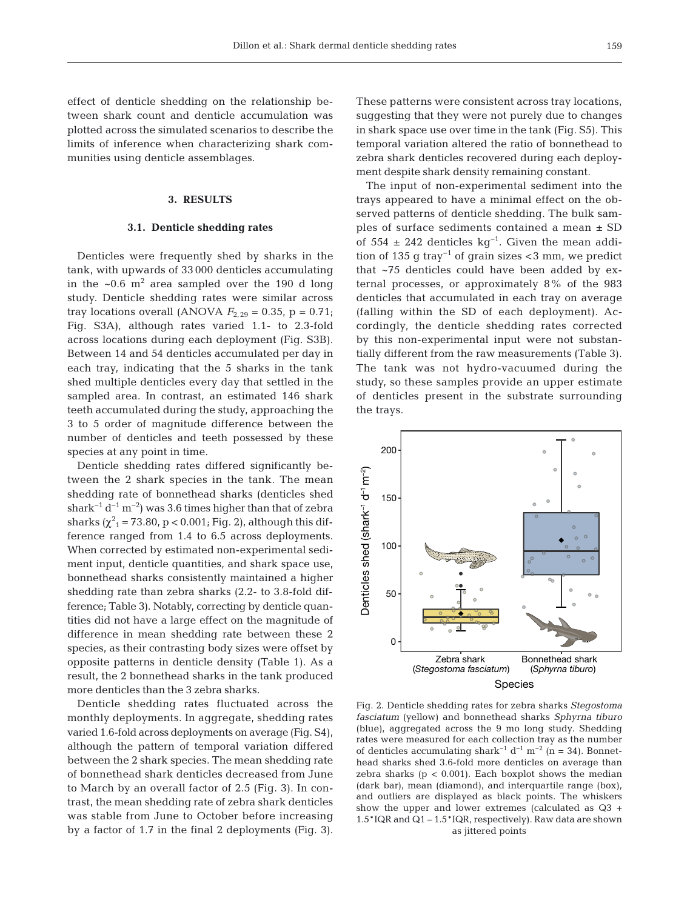effect of denticle shedding on the relationship between shark count and denticle accumulation was plotted across the simulated scenarios to describe the limits of inference when characterizing shark communities using denticle assemblages.

## 3. RESULTS

### 3.1. Denticle shedding rates

Denticles were frequently shed by sharks in the tank, with upwards of 33 000 denticles accumulating in the ~0.6 $m^2$ area sampled over the 190 d long study. Denticle shedding rates were similar across tray locations overall (ANOVA $F_{2,29} = 0.35$, $p = 0.71$; Fig. S3A), although rates varied 1.1- to 2.3-fold across locations during each deployment (Fig. S3B). Between 14 and 54 denticles accumulated per day in each tray, indicating that the 5 sharks in the tank shed multiple denticles every day that settled in the sampled area. In contrast, an estimated 146 shark teeth accumulated during the study, approaching the 3 to 5 order of magnitude difference between the number of denticles and teeth possessed by these species at any point in time.

Denticle shedding rates differed significantly between the 2 shark species in the tank. The mean shedding rate of bonnethead sharks (denticles shed shark$^{-1}$ d$^{-1}$ m$^{-2}$) was 3.6 times higher than that of zebra sharks ($\chi^2_1 = 73.80$, $p < 0.001$; Fig. 2), although this difference ranged from 1.4 to 6.5 across deployments. When corrected by estimated non-experimental sediment input, denticle quantities, and shark space use, bonnethead sharks consistently maintained a higher shedding rate than zebra sharks (2.2- to 3.8-fold difference; Table 3). Notably, correcting by denticle quantities did not have a large effect on the magnitude of difference in mean shedding rate between these 2 species, as their contrasting body sizes were offset by opposite patterns in denticle density (Table 1). As a result, the 2 bonnethead sharks in the tank produced more denticles than the 3 zebra sharks.

Denticle shedding rates fluctuated across the monthly deployments. In aggregate, shedding rates varied 1.6-fold across deployments on average (Fig. S4), although the pattern of temporal variation differed between the 2 shark species. The mean shedding rate of bonnethead shark denticles decreased from June to March by an overall factor of 2.5 (Fig. 3). In contrast, the mean shedding rate of zebra shark denticles was stable from June to October before increasing by a factor of 1.7 in the final 2 deployments (Fig. 3). These patterns were consistent across tray locations, suggesting that they were not purely due to changes in shark space use over time in the tank (Fig. S5). This temporal variation altered the ratio of bonnethead to zebra shark denticles recovered during each deployment despite shark density remaining constant.

The input of non-experimental sediment into the trays appeared to have a minimal effect on the observed patterns of denticle shedding. The bulk samples of surface sediments contained a mean ± SD of 554 ± 242 denticles kg$^{-1}$. Given the mean addition of 135 g tray$^{-1}$ of grain sizes <3 mm, we predict that ~75 denticles could have been added by external processes, or approximately 8% of the 983 denticles that accumulated in each tray on average (falling within the SD of each deployment). Accordingly, the denticle shedding rates corrected by this non-experimental input were not substantially different from the raw measurements (Table 3). The tank was not hydro-vacuumed during the study, so these samples provide an upper estimate of denticles present in the substrate surrounding the trays.

Fig. 2. Denticle shedding rates for zebra sharks *Stegostoma fasciatum* (yellow) and bonnethead sharks *Sphyrna tiburo* (blue), aggregated across the 9 mo long study. Shedding rates were measured for each collection tray as the number of denticles accumulating shark$^{-1}$ d$^{-1}$ m$^{-2}$ (n = 34). Bonnethead sharks shed 3.6-fold more denticles on average than zebra sharks ($p < 0.001$). Each boxplot shows the median (dark bar), mean (diamond), and interquartile range (box), and outliers are displayed as black points. The whiskers show the upper and lower extremes (calculated as Q3 + 1.5*IQR and Q1 – 1.5*IQR, respectively). Raw data are shown as jittered points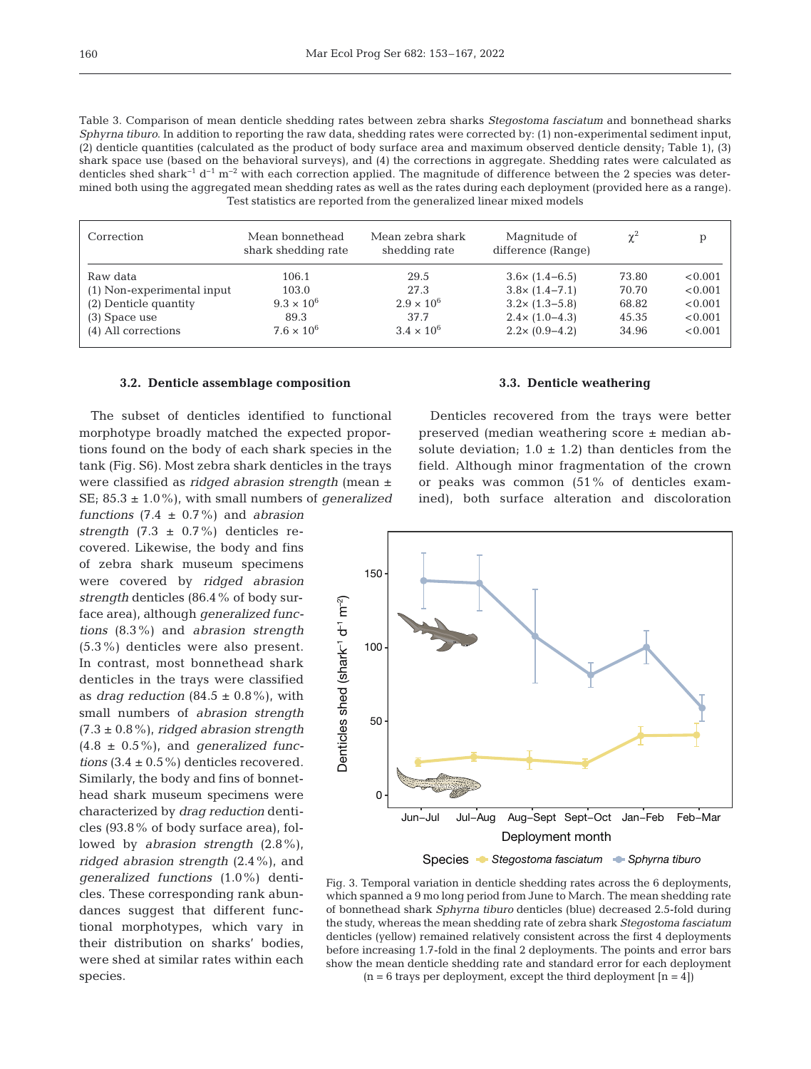Table 3. Comparison of mean denticle shedding rates between zebra sharks *Stegostoma fasciatum* and bonnethead sharks *Sphyrna tiburo*. In addition to reporting the raw data, shedding rates were corrected by: (1) non-experimental sediment input, (2) denticle quantities (calculated as the product of body surface area and maximum observed denticle density; Table 1), (3) shark space use (based on the behavioral surveys), and (4) the corrections in aggregate. Shedding rates were calculated as denticles shed shark$^{-1}$ d$^{-1}$ m$^{-2}$ with each correction applied. The magnitude of difference between the 2 species was determined both using the aggregated mean shedding rates as well as the rates during each deployment (provided here as a range). Test statistics are reported from the generalized linear mixed models

| Correction | Mean bonnethead shark shedding rate | Mean zebra shark shedding rate | Magnitude of difference (Range) | $\chi^2$ | p |
|---|---|---|---|---|---|
| Raw data | 106.1 | 29.5 | 3.6× (1.4–6.5) | 73.80 | <0.001 |
| (1) Non-experimental input | 103.0 | 27.3 | 3.8× (1.4–7.1) | 70.70 | <0.001 |
| (2) Denticle quantity | $9.3 \times 10^6$ | $2.9 \times 10^6$ | 3.2× (1.3–5.8) | 68.82 | <0.001 |
| (3) Space use | 89.3 | 37.7 | 2.4× (1.0–4.3) | 45.35 | <0.001 |
| (4) All corrections | $7.6 \times 10^6$ | $3.4 \times 10^6$ | 2.2× (0.9–4.2) | 34.96 | <0.001 |

### 3.2. Denticle assemblage composition

The subset of denticles identified to functional morphotype broadly matched the expected proportions found on the body of each shark species in the tank (Fig. S6). Most zebra shark denticles in the trays were classified as *ridged abrasion strength* (mean ± SE; 85.3 ± 1.0%), with small numbers of *generalized functions* (7.4 ± 0.7%) and *abrasion strength* (7.3 ± 0.7%) denticles recovered. Likewise, the body and fins of zebra shark museum specimens were covered by *ridged abrasion strength* denticles (86.4% of body surface area), although *generalized functions* (8.3%) and *abrasion strength* (5.3%) denticles were also present. In contrast, most bonnethead shark denticles in the trays were classified as *drag reduction* (84.5 ± 0.8%), with small numbers of *abrasion strength* (7.3 ± 0.8%), *ridged abrasion strength* (4.8 ± 0.5%), and *generalized functions* (3.4 ± 0.5%) denticles recovered. Similarly, the body and fins of bonnethead shark museum specimens were characterized by *drag reduction* denticles (93.8% of body surface area), followed by *abrasion strength* (2.8%), *ridged abrasion strength* (2.4%), and *generalized functions* (1.0%) denticles. These corresponding rank abundances suggest that different functional morphotypes, which vary in their distribution on sharks' bodies, were shed at similar rates within each species.

### 3.3. Denticle weathering

Denticles recovered from the trays were better preserved (median weathering score ± median absolute deviation; 1.0 ± 1.2) than denticles from the field. Although minor fragmentation of the crown or peaks was common (51% of denticles examined), both surface alteration and discoloration

Fig. 3. Temporal variation in denticle shedding rates across the 6 deployments, which spanned a 9 mo long period from June to March. The mean shedding rate of bonnethead shark *Sphyrna tiburo* denticles (blue) decreased 2.5-fold during the study, whereas the mean shedding rate of zebra shark *Stegostoma fasciatum* denticles (yellow) remained relatively consistent across the first 4 deployments before increasing 1.7-fold in the final 2 deployments. The points and error bars show the mean denticle shedding rate and standard error for each deployment (n = 6 trays per deployment, except the third deployment [n = 4])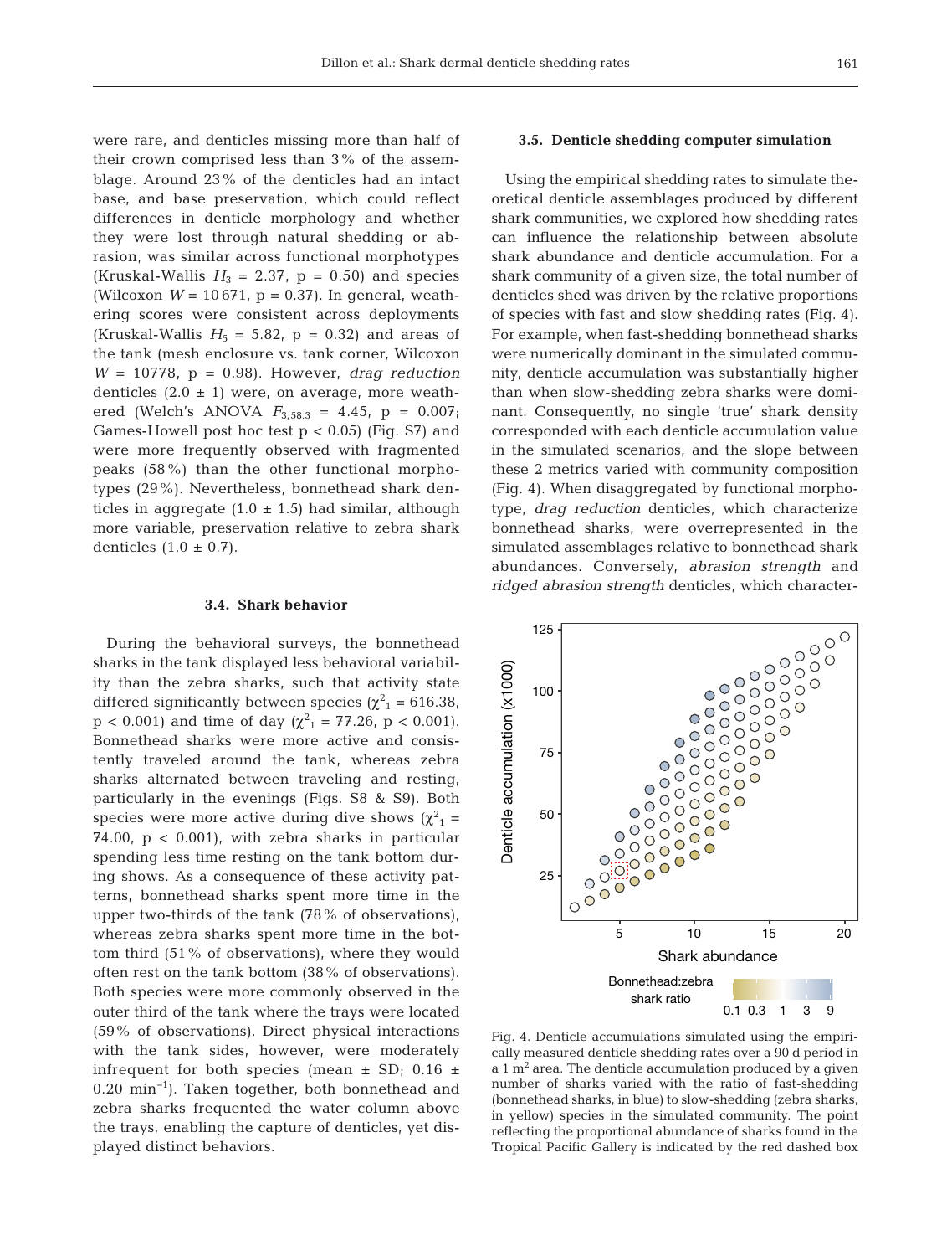were rare, and denticles missing more than half of their crown comprised less than 3% of the assemblage. Around 23% of the denticles had an intact base, and base preservation, which could reflect differences in denticle morphology and whether they were lost through natural shedding or abrasion, was similar across functional morphotypes (Kruskal-Wallis $H_3$ = 2.37, p = 0.50) and species (Wilcoxon $W$ = 10 671, p = 0.37). In general, weathering scores were consistent across deployments (Kruskal-Wallis $H_5$ = 5.82, p = 0.32) and areas of the tank (mesh enclosure vs. tank corner, Wilcoxon $W$ = 10778, p = 0.98). However, *drag reduction* denticles (2.0 ± 1) were, on average, more weathered (Welch's ANOVA $F_{3,58.3}$ = 4.45, p = 0.007; Games-Howell post hoc test p < 0.05) (Fig. S7) and were more frequently observed with fragmented peaks (58%) than the other functional morphotypes (29%). Nevertheless, bonnethead shark denticles in aggregate (1.0 ± 1.5) had similar, although more variable, preservation relative to zebra shark denticles (1.0 ± 0.7).

### 3.4. Shark behavior

During the behavioral surveys, the bonnethead sharks in the tank displayed less behavioral variability than the zebra sharks, such that activity state differed significantly between species ($\chi^2_1$ = 616.38, p < 0.001) and time of day ($\chi^2_1$ = 77.26, p < 0.001). Bonnethead sharks were more active and consistently traveled around the tank, whereas zebra sharks alternated between traveling and resting, particularly in the evenings (Figs. S8 & S9). Both species were more active during dive shows ($\chi^2_1$ = 74.00, p < 0.001), with zebra sharks in particular spending less time resting on the tank bottom during shows. As a consequence of these activity patterns, bonnethead sharks spent more time in the upper two-thirds of the tank (78% of observations), whereas zebra sharks spent more time in the bottom third (51% of observations), where they would often rest on the tank bottom (38% of observations). Both species were more commonly observed in the outer third of the tank where the trays were located (59% of observations). Direct physical interactions with the tank sides, however, were moderately infrequent for both species (mean ± SD; 0.16 ± 0.20 min$^{-1}$). Taken together, both bonnethead and zebra sharks frequented the water column above the trays, enabling the capture of denticles, yet displayed distinct behaviors.

### 3.5. Denticle shedding computer simulation

Using the empirical shedding rates to simulate theoretical denticle assemblages produced by different shark communities, we explored how shedding rates can influence the relationship between absolute shark abundance and denticle accumulation. For a shark community of a given size, the total number of denticles shed was driven by the relative proportions of species with fast and slow shedding rates (Fig. 4). For example, when fast-shedding bonnethead sharks were numerically dominant in the simulated community, denticle accumulation was substantially higher than when slow-shedding zebra sharks were dominant. Consequently, no single 'true' shark density corresponded with each denticle accumulation value in the simulated scenarios, and the slope between these 2 metrics varied with community composition (Fig. 4). When disaggregated by functional morphotype, *drag reduction* denticles, which characterize bonnethead sharks, were overrepresented in the simulated assemblages relative to bonnethead shark abundances. Conversely, *abrasion strength* and *ridged abrasion strength* denticles, which character-

Fig. 4. Denticle accumulations simulated using the empirically measured denticle shedding rates over a 90 d period in a 1 m$^2$ area. The denticle accumulation produced by a given number of sharks varied with the ratio of fast-shedding (bonnethead sharks, in blue) to slow-shedding (zebra sharks, in yellow) species in the simulated community. The point reflecting the proportional abundance of sharks found in the Tropical Pacific Gallery is indicated by the red dashed box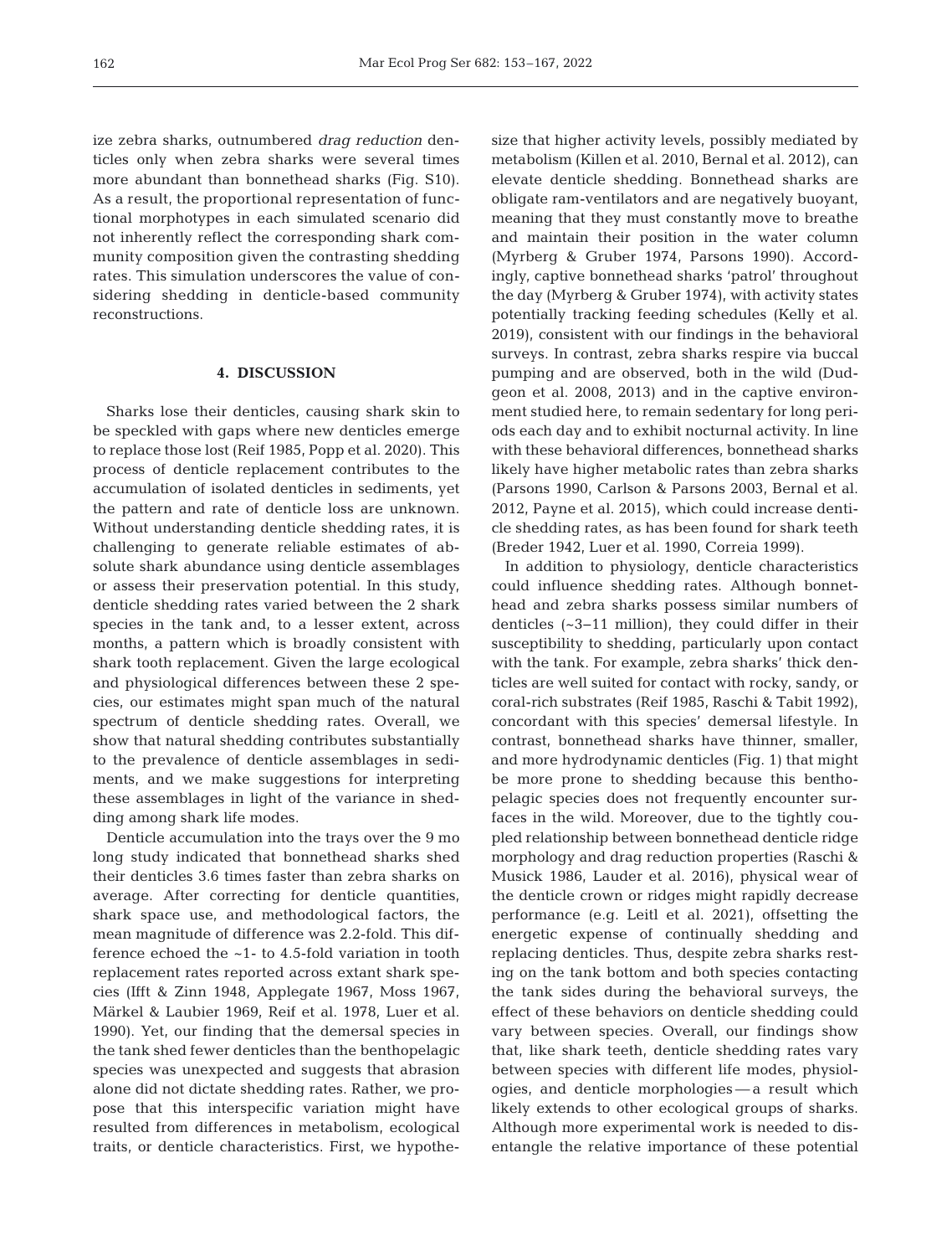ize zebra sharks, outnumbered *drag reduction* denticles only when zebra sharks were several times more abundant than bonnethead sharks (Fig. S10). As a result, the proportional representation of functional morphotypes in each simulated scenario did not inherently reflect the corresponding shark community composition given the contrasting shedding rates. This simulation underscores the value of considering shedding in denticle-based community reconstructions.

## 4. DISCUSSION

Sharks lose their denticles, causing shark skin to be speckled with gaps where new denticles emerge to replace those lost (Reif 1985, Popp et al. 2020). This process of denticle replacement contributes to the accumulation of isolated denticles in sediments, yet the pattern and rate of denticle loss are unknown. Without understanding denticle shedding rates, it is challenging to generate reliable estimates of absolute shark abundance using denticle assemblages or assess their preservation potential. In this study, denticle shedding rates varied between the 2 shark species in the tank and, to a lesser extent, across months, a pattern which is broadly consistent with shark tooth replacement. Given the large ecological and physiological differences between these 2 species, our estimates might span much of the natural spectrum of denticle shedding rates. Overall, we show that natural shedding contributes substantially to the prevalence of denticle assemblages in sediments, and we make suggestions for interpreting these assemblages in light of the variance in shedding among shark life modes.

Denticle accumulation into the trays over the 9 mo long study indicated that bonnethead sharks shed their denticles 3.6 times faster than zebra sharks on average. After correcting for denticle quantities, shark space use, and methodological factors, the mean magnitude of difference was 2.2-fold. This difference echoed the ~1- to 4.5-fold variation in tooth replacement rates reported across extant shark species (Ifft & Zinn 1948, Applegate 1967, Moss 1967, Märkel & Laubier 1969, Reif et al. 1978, Luer et al. 1990). Yet, our finding that the demersal species in the tank shed fewer denticles than the benthopelagic species was unexpected and suggests that abrasion alone did not dictate shedding rates. Rather, we propose that this interspecific variation might have resulted from differences in metabolism, ecological traits, or denticle characteristics. First, we hypothesize that higher activity levels, possibly mediated by metabolism (Killen et al. 2010, Bernal et al. 2012), can elevate denticle shedding. Bonnethead sharks are obligate ram-ventilators and are negatively buoyant, meaning that they must constantly move to breathe and maintain their position in the water column (Myrberg & Gruber 1974, Parsons 1990). Accordingly, captive bonnethead sharks 'patrol' throughout the day (Myrberg & Gruber 1974), with activity states potentially tracking feeding schedules (Kelly et al. 2019), consistent with our findings in the behavioral surveys. In contrast, zebra sharks respire via buccal pumping and are observed, both in the wild (Dudgeon et al. 2008, 2013) and in the captive environment studied here, to remain sedentary for long periods each day and to exhibit nocturnal activity. In line with these behavioral differences, bonnethead sharks likely have higher metabolic rates than zebra sharks (Parsons 1990, Carlson & Parsons 2003, Bernal et al. 2012, Payne et al. 2015), which could increase denticle shedding rates, as has been found for shark teeth (Breder 1942, Luer et al. 1990, Correia 1999).

In addition to physiology, denticle characteristics could influence shedding rates. Although bonnethead and zebra sharks possess similar numbers of denticles (~3–11 million), they could differ in their susceptibility to shedding, particularly upon contact with the tank. For example, zebra sharks' thick denticles are well suited for contact with rocky, sandy, or coral-rich substrates (Reif 1985, Raschi & Tabit 1992), concordant with this species' demersal lifestyle. In contrast, bonnethead sharks have thinner, smaller, and more hydrodynamic denticles (Fig. 1) that might be more prone to shedding because this benthopelagic species does not frequently encounter surfaces in the wild. Moreover, due to the tightly coupled relationship between bonnethead denticle ridge morphology and drag reduction properties (Raschi & Musick 1986, Lauder et al. 2016), physical wear of the denticle crown or ridges might rapidly decrease performance (e.g. Leitl et al. 2021), offsetting the energetic expense of continually shedding and replacing denticles. Thus, despite zebra sharks resting on the tank bottom and both species contacting the tank sides during the behavioral surveys, the effect of these behaviors on denticle shedding could vary between species. Overall, our findings show that, like shark teeth, denticle shedding rates vary between species with different life modes, physiologies, and denticle morphologies — a result which likely extends to other ecological groups of sharks. Although more experimental work is needed to disentangle the relative importance of these potential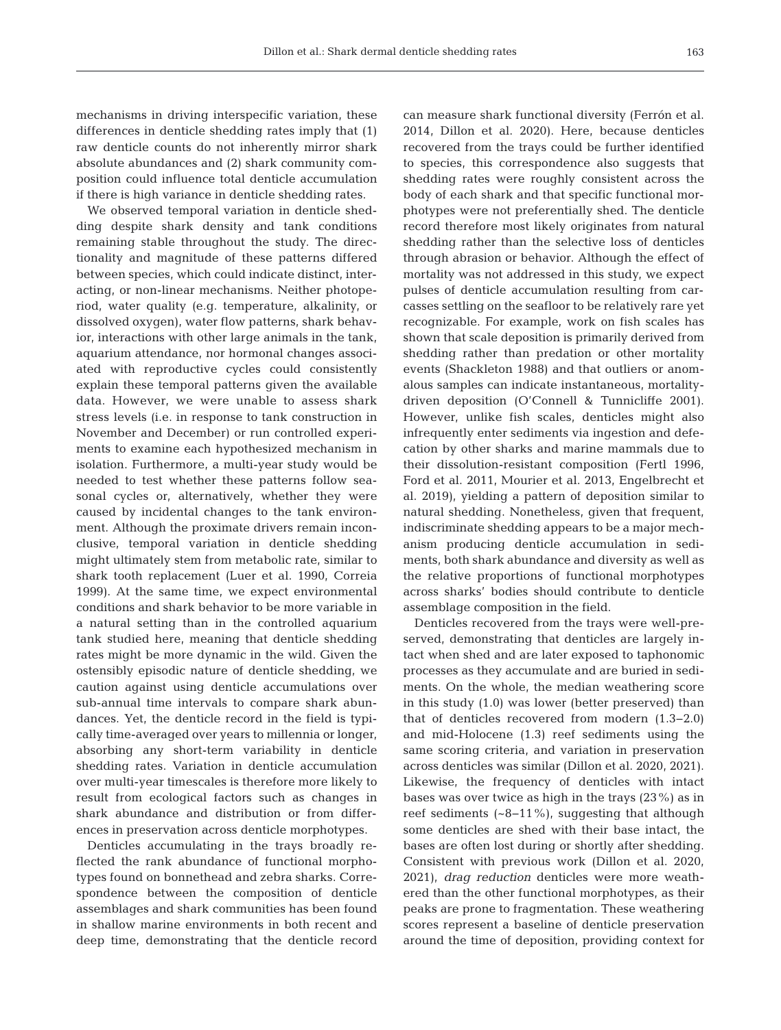mechanisms in driving interspecific variation, these differences in denticle shedding rates imply that (1) raw denticle counts do not inherently mirror shark absolute abundances and (2) shark community composition could influence total denticle accumulation if there is high variance in denticle shedding rates.

We observed temporal variation in denticle shedding despite shark density and tank conditions remaining stable throughout the study. The directionality and magnitude of these patterns differed between species, which could indicate distinct, interacting, or non-linear mechanisms. Neither photoperiod, water quality (e.g. temperature, alkalinity, or dissolved oxygen), water flow patterns, shark behavior, interactions with other large animals in the tank, aquarium attendance, nor hormonal changes associated with reproductive cycles could consistently explain these temporal patterns given the available data. However, we were unable to assess shark stress levels (i.e. in response to tank construction in November and December) or run controlled experiments to examine each hypothesized mechanism in isolation. Furthermore, a multi-year study would be needed to test whether these patterns follow seasonal cycles or, alternatively, whether they were caused by incidental changes to the tank environment. Although the proximate drivers remain inconclusive, temporal variation in denticle shedding might ultimately stem from metabolic rate, similar to shark tooth replacement (Luer et al. 1990, Correia 1999). At the same time, we expect environmental conditions and shark behavior to be more variable in a natural setting than in the controlled aquarium tank studied here, meaning that denticle shedding rates might be more dynamic in the wild. Given the ostensibly episodic nature of denticle shedding, we caution against using denticle accumulations over sub-annual time intervals to compare shark abundances. Yet, the denticle record in the field is typically time-averaged over years to millennia or longer, absorbing any short-term variability in denticle shedding rates. Variation in denticle accumulation over multi-year timescales is therefore more likely to result from ecological factors such as changes in shark abundance and distribution or from differences in preservation across denticle morphotypes.

Denticles accumulating in the trays broadly reflected the rank abundance of functional morphotypes found on bonnethead and zebra sharks. Correspondence between the composition of denticle assemblages and shark communities has been found in shallow marine environments in both recent and deep time, demonstrating that the denticle record can measure shark functional diversity (Ferrón et al. 2014, Dillon et al. 2020). Here, because denticles recovered from the trays could be further identified to species, this correspondence also suggests that shedding rates were roughly consistent across the body of each shark and that specific functional morphotypes were not preferentially shed. The denticle record therefore most likely originates from natural shedding rather than the selective loss of denticles through abrasion or behavior. Although the effect of mortality was not addressed in this study, we expect pulses of denticle accumulation resulting from carcasses settling on the seafloor to be relatively rare yet recognizable. For example, work on fish scales has shown that scale deposition is primarily derived from shedding rather than predation or other mortality events (Shackleton 1988) and that outliers or anomalous samples can indicate instantaneous, mortality-driven deposition (O'Connell & Tunnicliffe 2001). However, unlike fish scales, denticles might also infrequently enter sediments via ingestion and defecation by other sharks and marine mammals due to their dissolution-resistant composition (Fertl 1996, Ford et al. 2011, Mourier et al. 2013, Engelbrecht et al. 2019), yielding a pattern of deposition similar to natural shedding. Nonetheless, given that frequent, indiscriminate shedding appears to be a major mechanism producing denticle accumulation in sediments, both shark abundance and diversity as well as the relative proportions of functional morphotypes across sharks' bodies should contribute to denticle assemblage composition in the field.

Denticles recovered from the trays were well-preserved, demonstrating that denticles are largely intact when shed and are later exposed to taphonomic processes as they accumulate and are buried in sediments. On the whole, the median weathering score in this study (1.0) was lower (better preserved) than that of denticles recovered from modern (1.3–2.0) and mid-Holocene (1.3) reef sediments using the same scoring criteria, and variation in preservation across denticles was similar (Dillon et al. 2020, 2021). Likewise, the frequency of denticles with intact bases was over twice as high in the trays (23%) as in reef sediments (~8–11%), suggesting that although some denticles are shed with their base intact, the bases are often lost during or shortly after shedding. Consistent with previous work (Dillon et al. 2020, 2021), *drag reduction* denticles were more weathered than the other functional morphotypes, as their peaks are prone to fragmentation. These weathering scores represent a baseline of denticle preservation around the time of deposition, providing context for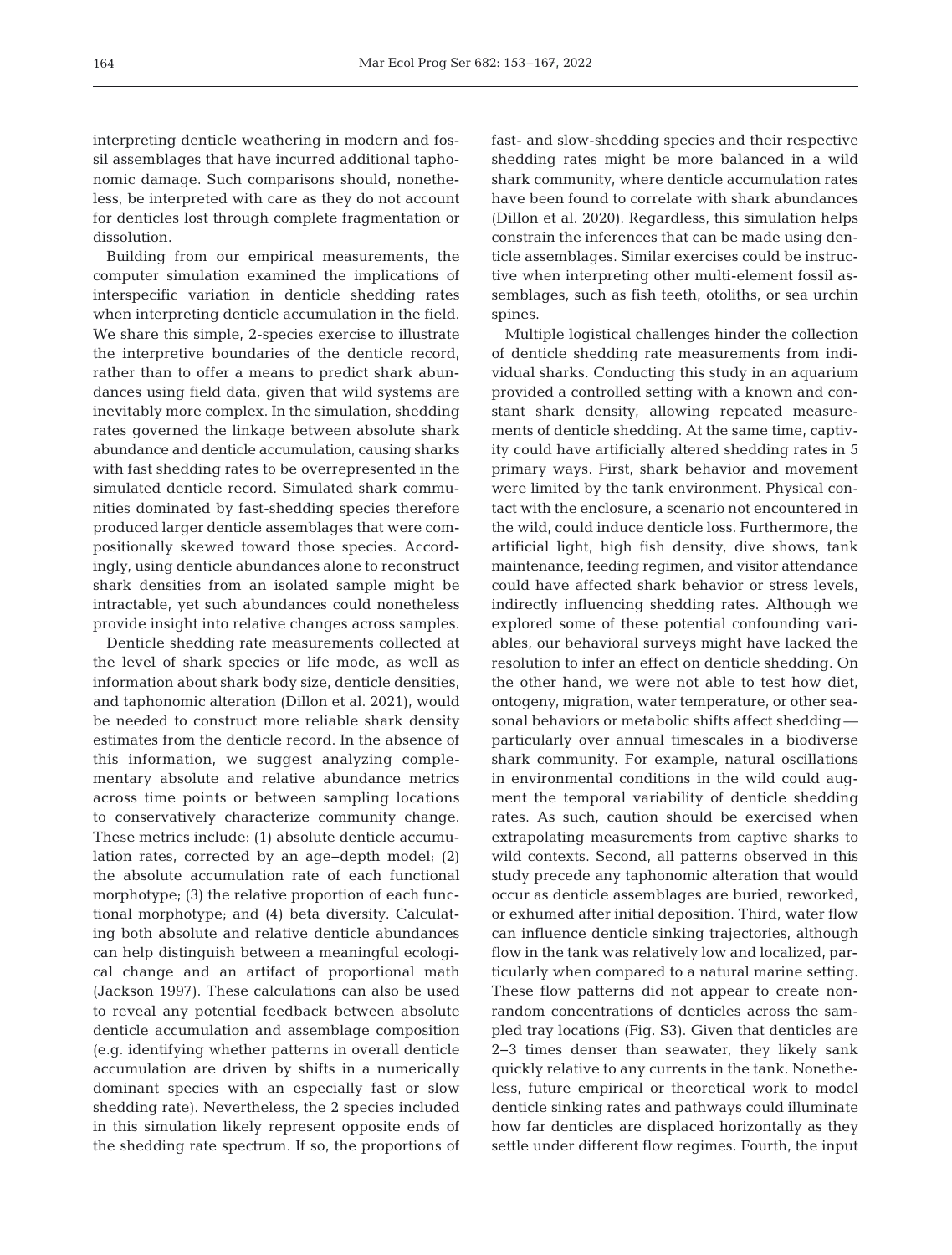interpreting denticle weathering in modern and fossil assemblages that have incurred additional taphonomic damage. Such comparisons should, nonetheless, be interpreted with care as they do not account for denticles lost through complete fragmentation or dissolution.

Building from our empirical measurements, the computer simulation examined the implications of interspecific variation in denticle shedding rates when interpreting denticle accumulation in the field. We share this simple, 2-species exercise to illustrate the interpretive boundaries of the denticle record, rather than to offer a means to predict shark abundances using field data, given that wild systems are inevitably more complex. In the simulation, shedding rates governed the linkage between absolute shark abundance and denticle accumulation, causing sharks with fast shedding rates to be overrepresented in the simulated denticle record. Simulated shark communities dominated by fast-shedding species therefore produced larger denticle assemblages that were compositionally skewed toward those species. Accordingly, using denticle abundances alone to reconstruct shark densities from an isolated sample might be intractable, yet such abundances could nonetheless provide insight into relative changes across samples.

Denticle shedding rate measurements collected at the level of shark species or life mode, as well as information about shark body size, denticle densities, and taphonomic alteration (Dillon et al. 2021), would be needed to construct more reliable shark density estimates from the denticle record. In the absence of this information, we suggest analyzing complementary absolute and relative abundance metrics across time points or between sampling locations to conservatively characterize community change. These metrics include: (1) absolute denticle accumulation rates, corrected by an age–depth model; (2) the absolute accumulation rate of each functional morphotype; (3) the relative proportion of each functional morphotype; and (4) beta diversity. Calculating both absolute and relative denticle abundances can help distinguish between a meaningful ecological change and an artifact of proportional math (Jackson 1997). These calculations can also be used to reveal any potential feedback between absolute denticle accumulation and assemblage composition (e.g. identifying whether patterns in overall denticle accumulation are driven by shifts in a numerically dominant species with an especially fast or slow shedding rate). Nevertheless, the 2 species included in this simulation likely represent opposite ends of the shedding rate spectrum. If so, the proportions of fast- and slow-shedding species and their respective shedding rates might be more balanced in a wild shark community, where denticle accumulation rates have been found to correlate with shark abundances (Dillon et al. 2020). Regardless, this simulation helps constrain the inferences that can be made using denticle assemblages. Similar exercises could be instructive when interpreting other multi-element fossil assemblages, such as fish teeth, otoliths, or sea urchin spines.

Multiple logistical challenges hinder the collection of denticle shedding rate measurements from individual sharks. Conducting this study in an aquarium provided a controlled setting with a known and constant shark density, allowing repeated measurements of denticle shedding. At the same time, captivity could have artificially altered shedding rates in 5 primary ways. First, shark behavior and movement were limited by the tank environment. Physical contact with the enclosure, a scenario not encountered in the wild, could induce denticle loss. Furthermore, the artificial light, high fish density, dive shows, tank maintenance, feeding regimen, and visitor attendance could have affected shark behavior or stress levels, indirectly influencing shedding rates. Although we explored some of these potential confounding variables, our behavioral surveys might have lacked the resolution to infer an effect on denticle shedding. On the other hand, we were not able to test how diet, ontogeny, migration, water temperature, or other seasonal behaviors or metabolic shifts affect shedding—particularly over annual timescales in a biodiverse shark community. For example, natural oscillations in environmental conditions in the wild could augment the temporal variability of denticle shedding rates. As such, caution should be exercised when extrapolating measurements from captive sharks to wild contexts. Second, all patterns observed in this study precede any taphonomic alteration that would occur as denticle assemblages are buried, reworked, or exhumed after initial deposition. Third, water flow can influence denticle sinking trajectories, although flow in the tank was relatively low and localized, particularly when compared to a natural marine setting. These flow patterns did not appear to create nonrandom concentrations of denticles across the sampled tray locations (Fig. S3). Given that denticles are 2–3 times denser than seawater, they likely sank quickly relative to any currents in the tank. Nonetheless, future empirical or theoretical work to model denticle sinking rates and pathways could illuminate how far denticles are displaced horizontally as they settle under different flow regimes. Fourth, the input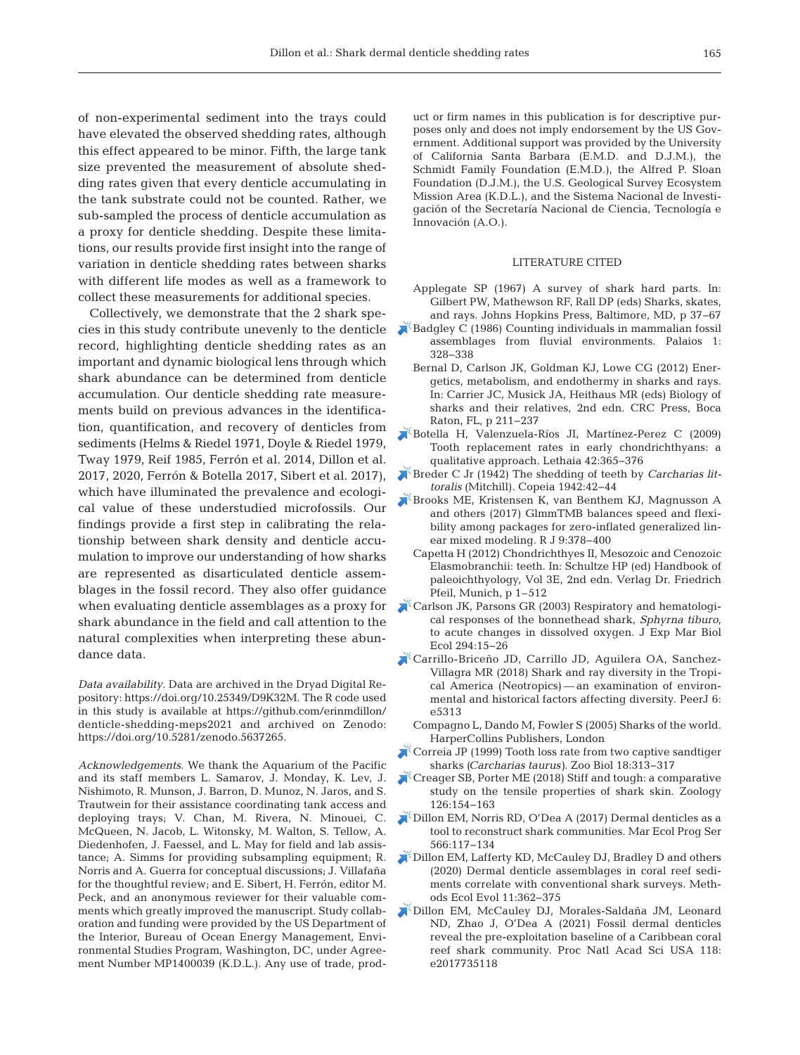of non-experimental sediment into the trays could have elevated the observed shedding rates, although this effect appeared to be minor. Fifth, the large tank size prevented the measurement of absolute shedding rates given that every denticle accumulating in the tank substrate could not be counted. Rather, we sub-sampled the process of denticle accumulation as a proxy for denticle shedding. Despite these limitations, our results provide first insight into the range of variation in denticle shedding rates between sharks with different life modes as well as a framework to collect these measurements for additional species.

Collectively, we demonstrate that the 2 shark species in this study contribute unevenly to the denticle record, highlighting denticle shedding rates as an important and dynamic biological lens through which shark abundance can be determined from denticle accumulation. Our denticle shedding rate measurements build on previous advances in the identification, quantification, and recovery of denticles from sediments (Helms & Riedel 1971, Doyle & Riedel 1979, Tway 1979, Reif 1985, Ferrón et al. 2014, Dillon et al. 2017, 2020, Ferrón & Botella 2017, Sibert et al. 2017), which have illuminated the prevalence and ecological value of these understudied microfossils. Our findings provide a first step in calibrating the relationship between shark density and denticle accumulation to improve our understanding of how sharks are represented as disarticulated denticle assemblages in the fossil record. They also offer guidance when evaluating denticle assemblages as a proxy for shark abundance in the field and call attention to the natural complexities when interpreting these abundance data.

*Data availability.* Data are archived in the Dryad Digital Repository: https://doi.org/10.25349/D9K32M. The R code used in this study is available at https://github.com/erinmdillon/denticle-shedding-meps2021 and archived on Zenodo: https://doi.org/10.5281/zenodo.5637265.

*Acknowledgements.* We thank the Aquarium of the Pacific and its staff members L. Samarov, J. Monday, K. Lev, J. Nishimoto, R. Munson, J. Barron, D. Munoz, N. Jaros, and S. Trautwein for their assistance coordinating tank access and deploying trays; V. Chan, M. Rivera, N. Minouei, C. McQueen, N. Jacob, L. Witonsky, M. Walton, S. Tellow, A. Diedenhofen, J. Faessel, and L. May for field and lab assistance; A. Simms for providing subsampling equipment; R. Norris and A. Guerra for conceptual discussions; J. Villafaña for the thoughtful review; and E. Sibert, H. Ferrón, editor M. Peck, and an anonymous reviewer for their valuable comments which greatly improved the manuscript. Study collaboration and funding were provided by the US Department of the Interior, Bureau of Ocean Energy Management, Environmental Studies Program, Washington, DC, under Agreement Number MP1400039 (K.D.L.). Any use of trade, product or firm names in this publication is for descriptive purposes only and does not imply endorsement by the US Government. Additional support was provided by the University of California Santa Barbara (E.M.D. and D.J.M.), the Schmidt Family Foundation (E.M.D.), the Alfred P. Sloan Foundation (D.J.M.), the U.S. Geological Survey Ecosystem Mission Area (K.D.L.), and the Sistema Nacional de Investigación of the Secretaría Nacional de Ciencia, Tecnología e Innovación (A.O.).

## LITERATURE CITED

- Applegate SP (1967) A survey of shark hard parts. In: Gilbert PW, Mathewson RF, Rall DP (eds) Sharks, skates, and rays. Johns Hopkins Press, Baltimore, MD, p 37–67
- Badgley C (1986) Counting individuals in mammalian fossil assemblages from fluvial environments. Palaios 1: 328–338
- Bernal D, Carlson JK, Goldman KJ, Lowe CG (2012) Energetics, metabolism, and endothermy in sharks and rays. In: Carrier JC, Musick JA, Heithaus MR (eds) Biology of sharks and their relatives, 2nd edn. CRC Press, Boca Raton, FL, p 211–237
- Botella H, Valenzuela-Ríos JI, Martínez-Perez C (2009) Tooth replacement rates in early chondrichthyans: a qualitative approach. Lethaia 42:365–376
- Breder C Jr (1942) The shedding of teeth by *Carcharias littoralis* (Mitchill). Copeia 1942:42–44
- Brooks ME, Kristensen K, van Benthem KJ, Magnusson A and others (2017) GlmmTMB balances speed and flexibility among packages for zero-inflated generalized linear mixed modeling. R J 9:378–400
- Capetta H (2012) Chondrichthyes II, Mesozoic and Cenozoic Elasmobranchii: teeth. In: Schultze HP (ed) Handbook of paleoichthyology, Vol 3E, 2nd edn. Verlag Dr. Friedrich Pfeil, Munich, p 1–512
- Carlson JK, Parsons GR (2003) Respiratory and hematological responses of the bonnethead shark, *Sphyrna tiburo*, to acute changes in dissolved oxygen. J Exp Mar Biol Ecol 294:15–26
- Carrillo-Briceño JD, Carrillo JD, Aguilera OA, Sanchez-Villagra MR (2018) Shark and ray diversity in the Tropical America (Neotropics) — an examination of environmental and historical factors affecting diversity. PeerJ 6: e5313
- Compagno L, Dando M, Fowler S (2005) Sharks of the world. HarperCollins Publishers, London
- Correia JP (1999) Tooth loss rate from two captive sandtiger sharks (*Carcharias taurus*). Zoo Biol 18:313–317
- Creager SB, Porter ME (2018) Stiff and tough: a comparative study on the tensile properties of shark skin. Zoology 126:154–163
- Dillon EM, Norris RD, O'Dea A (2017) Dermal denticles as a tool to reconstruct shark communities. Mar Ecol Prog Ser 566:117–134
- Dillon EM, Lafferty KD, McCauley DJ, Bradley D and others (2020) Dermal denticle assemblages in coral reef sediments correlate with conventional shark surveys. Methods Ecol Evol 11:362–375
- Dillon EM, McCauley DJ, Morales-Saldaña JM, Leonard ND, Zhao J, O'Dea A (2021) Fossil dermal denticles reveal the pre-exploitation baseline of a Caribbean coral reef shark community. Proc Natl Acad Sci USA 118: e2017735118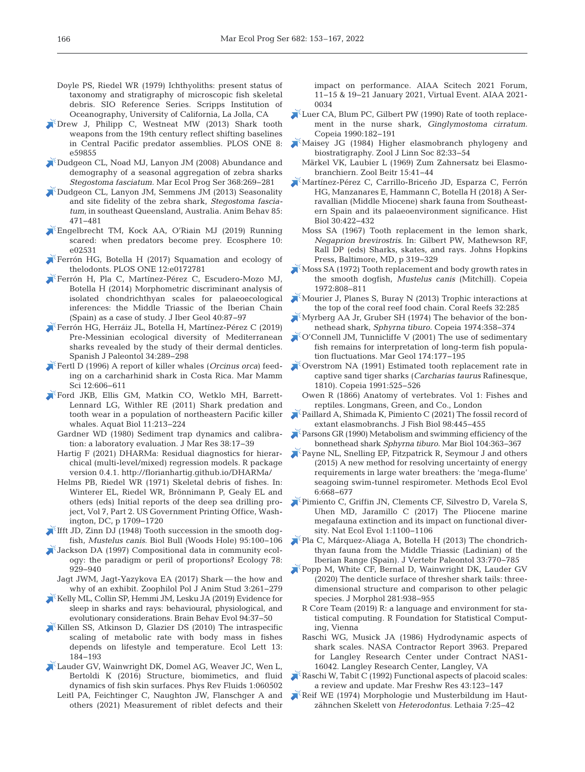Doyle PS, Riedel WR (1979) Ichthyoliths: present status of taxonomy and stratigraphy of microscopic fish skeletal debris. SIO Reference Series. Scripps Institution of Oceanography, University of California, La Jolla, CA

Drew J, Philipp C, Westneat MW (2013) Shark tooth weapons from the 19th century reflect shifting baselines in Central Pacific predator assemblies. PLOS ONE 8: e59855

Dudgeon CL, Noad MJ, Lanyon JM (2008) Abundance and demography of a seasonal aggregation of zebra sharks *Stegostoma fasciatum.* Mar Ecol Prog Ser 368: 269–281

Dudgeon CL, Lanyon JM, Semmens JM (2013) Seasonality and site fidelity of the zebra shark, *Stegostoma fasciatum*, in southeast Queensland, Australia. Anim Behav 85: 471–481

Engelbrecht TM, Kock AA, O'Riain MJ (2019) Running scared: when predators become prey. Ecosphere 10: e02531

Ferrón HG, Botella H (2017) Squamation and ecology of thelodonts. PLOS ONE 12: e0172781

Ferrón H, Pla C, Martínez-Pérez C, Escudero-Mozo MJ, Botella H (2014) Morphometric discriminant analysis of isolated chondrichthyan scales for palaeoecological inferences: the Middle Triassic of the Iberian Chain (Spain) as a case of study. J Iber Geol 40: 87–97

Ferrón HG, Herráiz JL, Botella H, Martínez-Pérez C (2019) Pre-Messinian ecological diversity of Mediterranean sharks revealed by the study of their dermal denticles. Spanish J Paleontol 34: 289–298

Fertl D (1996) A report of killer whales (*Orcinus orca*) feeding on a carcharhinid shark in Costa Rica. Mar Mamm Sci 12: 606–611

Ford JKB, Ellis GM, Matkin CO, Wetklo MH, Barrett-Lennard LG, Withler RE (2011) Shark predation and tooth wear in a population of northeastern Pacific killer whales. Aquat Biol 11: 213–224

Gardner WD (1980) Sediment trap dynamics and calibration: a laboratory evaluation. J Mar Res 38: 17–39

Hartig F (2021) DHARMa: Residual diagnostics for hierarchical (multi-level/mixed) regression models. R package version 0.4.1. http://florianhartig.github.io/DHARMa/

Helms PB, Riedel WR (1971) Skeletal debris of fishes. In: Winterer EL, Riedel WR, Brönnimann P, Gealy EL and others (eds) Initial reports of the deep sea drilling project, Vol 7, Part 2. US Government Printing Office, Washington, DC, p 1709–1720

Ifft JD, Zinn DJ (1948) Tooth succession in the smooth dogfish, *Mustelus canis.* Biol Bull (Woods Hole) 95: 100–106

Jackson DA (1997) Compositional data in community ecology: the paradigm or peril of proportions? Ecology 78: 929–940

Jagt JWM, Jagt-Yazykova EA (2017) Shark — the how and why of an exhibit. Zoophilol Pol J Anim Stud 3: 261–279

Kelly ML, Collin SP, Hemmi JM, Lesku JA (2019) Evidence for sleep in sharks and rays: behavioural, physiological, and evolutionary considerations. Brain Behav Evol 94: 37–50

Killen SS, Atkinson D, Glazier DS (2010) The intraspecific scaling of metabolic rate with body mass in fishes depends on lifestyle and temperature. Ecol Lett 13: 184–193

Lauder GV, Wainwright DK, Domel AG, Weaver JC, Wen L, Bertoldi K (2016) Structure, biomimetics, and fluid dynamics of fish skin surfaces. Phys Rev Fluids 1: 060502

Leitl PA, Feichtinger C, Naughton JW, Flanschger A and others (2021) Measurement of riblet defects and their impact on performance. AIAA Scitech 2021 Forum, 11–15 & 19–21 January 2021, Virtual Event. AIAA 2021-0034

Luer CA, Blum PC, Gilbert PW (1990) Rate of tooth replacement in the nurse shark, *Ginglymostoma cirratum.* Copeia 1990: 182–191

Maisey JG (1984) Higher elasmobranch phylogeny and biostratigraphy. Zool J Linn Soc 82: 33–54

Märkel VK, Laubier L (1969) Zum Zahnersatz bei Elasmobranchiern. Zool Beitr 15: 41–44

Martínez-Pérez C, Carrillo-Briceño JD, Esparza C, Ferrón HG, Manzanares E, Hammann C, Botella H (2018) A Serravallian (Middle Miocene) shark fauna from Southeastern Spain and its palaeoenvironment significance. Hist Biol 30: 422–432

Moss SA (1967) Tooth replacement in the lemon shark, *Negaprion brevirostris.* In: Gilbert PW, Mathewson RF, Rall DP (eds) Sharks, skates, and rays. Johns Hopkins Press, Baltimore, MD, p 319–329

Moss SA (1972) Tooth replacement and body growth rates in the smooth dogfish, *Mustelus canis* (Mitchill). Copeia 1972: 808–811

Mourier J, Planes S, Buray N (2013) Trophic interactions at the top of the coral reef food chain. Coral Reefs 32: 285

Myrberg AA Jr, Gruber SH (1974) The behavior of the bonnethead shark, *Sphyrna tiburo.* Copeia 1974: 358–374

O'Connell JM, Tunnicliffe V (2001) The use of sedimentary fish remains for interpretation of long-term fish population fluctuations. Mar Geol 174: 177–195

Overstrom NA (1991) Estimated tooth replacement rate in captive sand tiger sharks (*Carcharias taurus* Rafinesque, 1810). Copeia 1991: 525–526

Owen R (1866) Anatomy of vertebrates. Vol 1: Fishes and reptiles. Longmans, Green, and Co., London

Paillard A, Shimada K, Pimiento C (2021) The fossil record of extant elasmobranchs. J Fish Biol 98: 445–455

Parsons GR (1990) Metabolism and swimming efficiency of the bonnethead shark *Sphyrna tiburo.* Mar Biol 104: 363–367

Payne NL, Snelling EP, Fitzpatrick R, Seymour J and others (2015) A new method for resolving uncertainty of energy requirements in large water breathers: the 'mega-flume' seagoing swim-tunnel respirometer. Methods Ecol Evol 6: 668–677

Pimiento C, Griffin JN, Clements CF, Silvestro D, Varela S, Uhen MD, Jaramillo C (2017) The Pliocene marine megafauna extinction and its impact on functional diversity. Nat Ecol Evol 1: 1100–1106

Pla C, Márquez-Aliaga A, Botella H (2013) The chondrichthyan fauna from the Middle Triassic (Ladinian) of the Iberian Range (Spain). J Vertebr Paleontol 33: 770–785

Popp M, White CF, Bernal D, Wainwright DK, Lauder GV (2020) The denticle surface of thresher shark tails: three-dimensional structure and comparison to other pelagic species. J Morphol 281: 938–955

R Core Team (2019) R: a language and environment for statistical computing. R Foundation for Statistical Computing, Vienna

Raschi WG, Musick JA (1986) Hydrodynamic aspects of shark scales. NASA Contractor Report 3963. Prepared for Langley Research Center under Contract NAS1-16042. Langley Research Center, Langley, VA

Raschi W, Tabit C (1992) Functional aspects of placoid scales: a review and update. Mar Freshw Res 43: 123–147

Reif WE (1974) Morphologie und Musterbildung im Hautzähnchen Skelett von *Heterodontus.* Lethaia 7: 25–42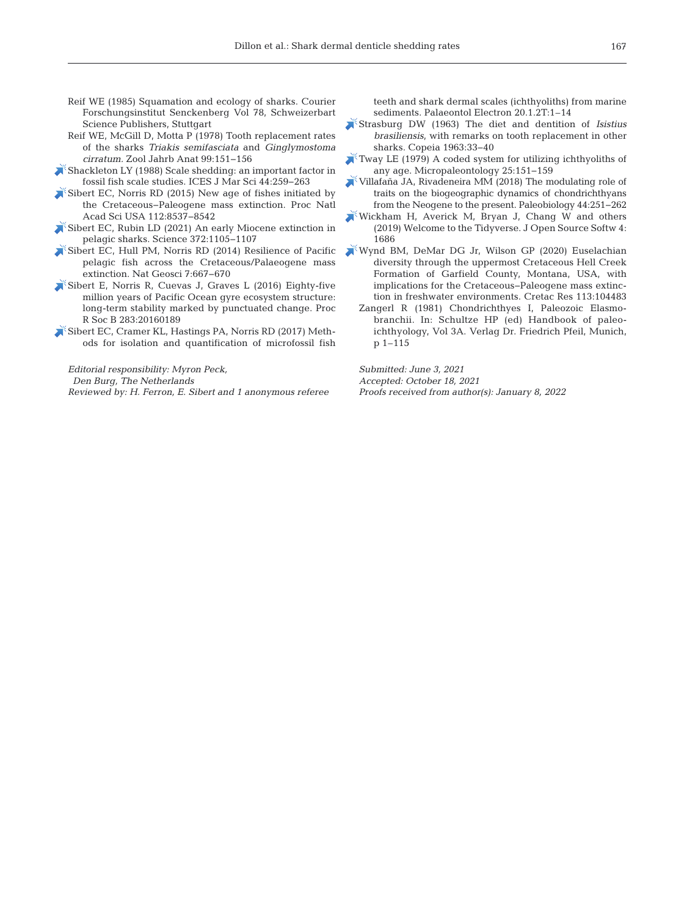Reif WE (1985) Squamation and ecology of sharks. Courier Forschungsinstitut Senckenberg Vol 78, Schweizerbart Science Publishers, Stuttgart

Reif WE, McGill D, Motta P (1978) Tooth replacement rates of the sharks *Triakis semifasciata* and *Ginglymostoma cirratum.* Zool Jahrb Anat 99:151−156

Shackleton LY (1988) Scale shedding: an important factor in fossil fish scale studies. ICES J Mar Sci 44:259−263

Sibert EC, Norris RD (2015) New age of fishes initiated by the Cretaceous−Paleogene mass extinction. Proc Natl Acad Sci USA 112:8537−8542

Sibert EC, Rubin LD (2021) An early Miocene extinction in pelagic sharks. Science 372:1105−1107

Sibert EC, Hull PM, Norris RD (2014) Resilience of Pacific pelagic fish across the Cretaceous/Palaeogene mass extinction. Nat Geosci 7:667−670

Sibert E, Norris R, Cuevas J, Graves L (2016) Eighty-five million years of Pacific Ocean gyre ecosystem structure: long-term stability marked by punctuated change. Proc R Soc B 283:20160189

Sibert EC, Cramer KL, Hastings PA, Norris RD (2017) Methods for isolation and quantification of microfossil fish teeth and shark dermal scales (ichthyoliths) from marine sediments. Palaeontol Electron 20.1.2T:1−14

Strasburg DW (1963) The diet and dentition of *Isistius brasiliensis*, with remarks on tooth replacement in other sharks. Copeia 1963:33−40

Tway LE (1979) A coded system for utilizing ichthyoliths of any age. Micropaleontology 25:151−159

Villafaña JA, Rivadeneira MM (2018) The modulating role of traits on the biogeographic dynamics of chondrichthyans from the Neogene to the present. Paleobiology 44:251−262

Wickham H, Averick M, Bryan J, Chang W and others (2019) Welcome to the Tidyverse. J Open Source Softw 4: 1686

Wynd BM, DeMar DG Jr, Wilson GP (2020) Euselachian diversity through the uppermost Cretaceous Hell Creek Formation of Garfield County, Montana, USA, with implications for the Cretaceous−Paleogene mass extinction in freshwater environments. Cretac Res 113:104483

Zangerl R (1981) Chondrichthyes I, Paleozoic Elasmobranchii. In: Schultze HP (ed) Handbook of paleoichthyology, Vol 3A. Verlag Dr. Friedrich Pfeil, Munich, p 1−115

*Editorial responsibility: Myron Peck, Den Burg, The Netherlands*
*Reviewed by: H. Ferron, E. Sibert and 1 anonymous referee*

*Submitted: June 3, 2021*
*Accepted: October 18, 2021*
*Proofs received from author(s): January 8, 2022*